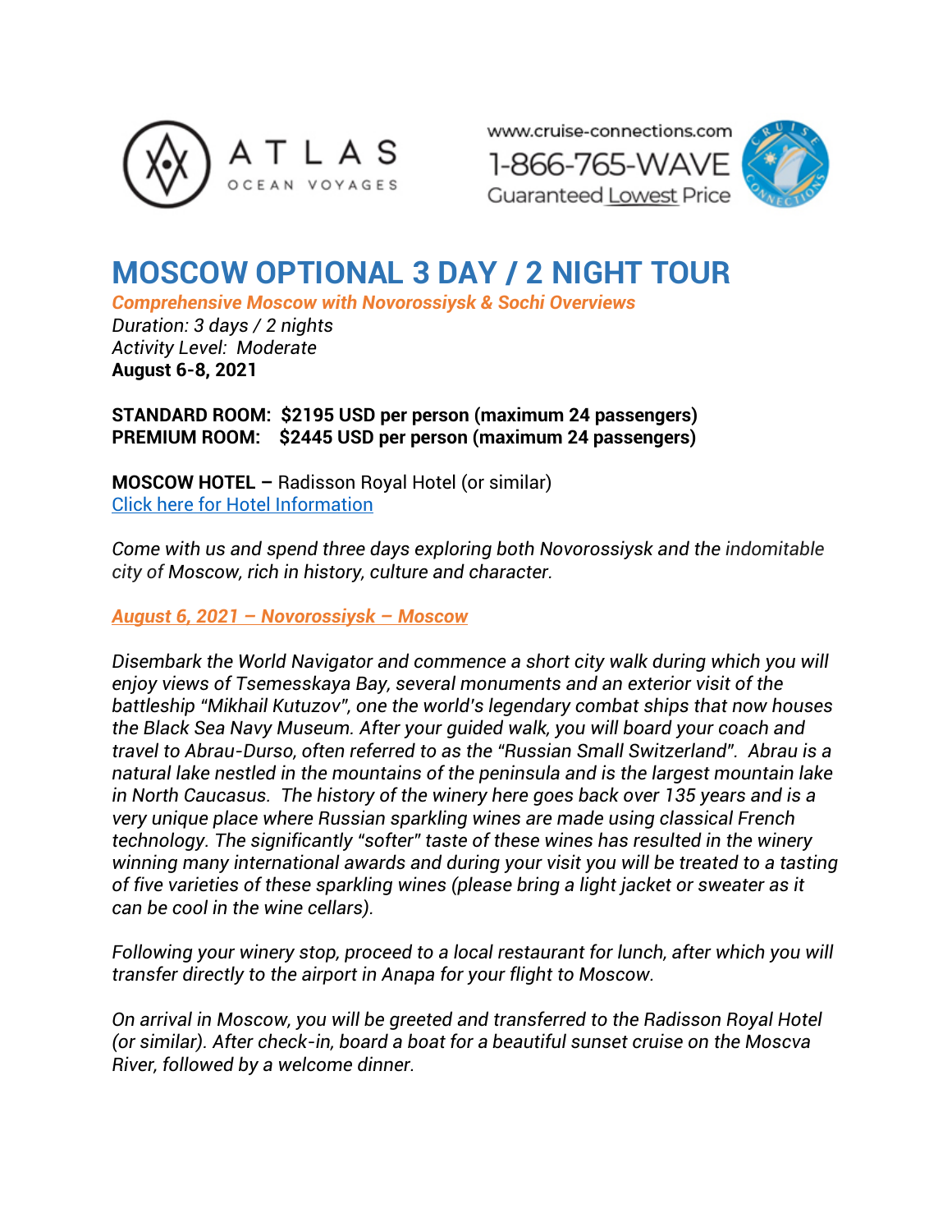ATLAS OCEAN VOYAGES

www.cruise-connections.com
1-866-765-WAVE
Guaranteed Lowest Price

# MOSCOW OPTIONAL 3 DAY / 2 NIGHT TOUR

***Comprehensive Moscow with Novorossiysk & Sochi Overviews***
*Duration: 3 days / 2 nights*
*Activity Level: Moderate*
**August 6-8, 2021**

**STANDARD ROOM: $2195 USD per person (maximum 24 passengers)**
**PREMIUM ROOM: $2445 USD per person (maximum 24 passengers)**

**MOSCOW HOTEL –** Radisson Royal Hotel (or similar)
Click here for Hotel Information

*Come with us and spend three days exploring both Novorossiysk and the indomitable city of Moscow, rich in history, culture and character.*

***August 6, 2021 – Novorossiysk – Moscow***

*Disembark the World Navigator and commence a short city walk during which you will enjoy views of Tsemesskaya Bay, several monuments and an exterior visit of the battleship "Mikhail Kutuzov", one the world's legendary combat ships that now houses the Black Sea Navy Museum. After your guided walk, you will board your coach and travel to Abrau-Durso, often referred to as the "Russian Small Switzerland". Abrau is a natural lake nestled in the mountains of the peninsula and is the largest mountain lake in North Caucasus. The history of the winery here goes back over 135 years and is a very unique place where Russian sparkling wines are made using classical French technology. The significantly "softer" taste of these wines has resulted in the winery winning many international awards and during your visit you will be treated to a tasting of five varieties of these sparkling wines (please bring a light jacket or sweater as it can be cool in the wine cellars).*

*Following your winery stop, proceed to a local restaurant for lunch, after which you will transfer directly to the airport in Anapa for your flight to Moscow.*

*On arrival in Moscow, you will be greeted and transferred to the Radisson Royal Hotel (or similar). After check-in, board a boat for a beautiful sunset cruise on the Moscva River, followed by a welcome dinner.*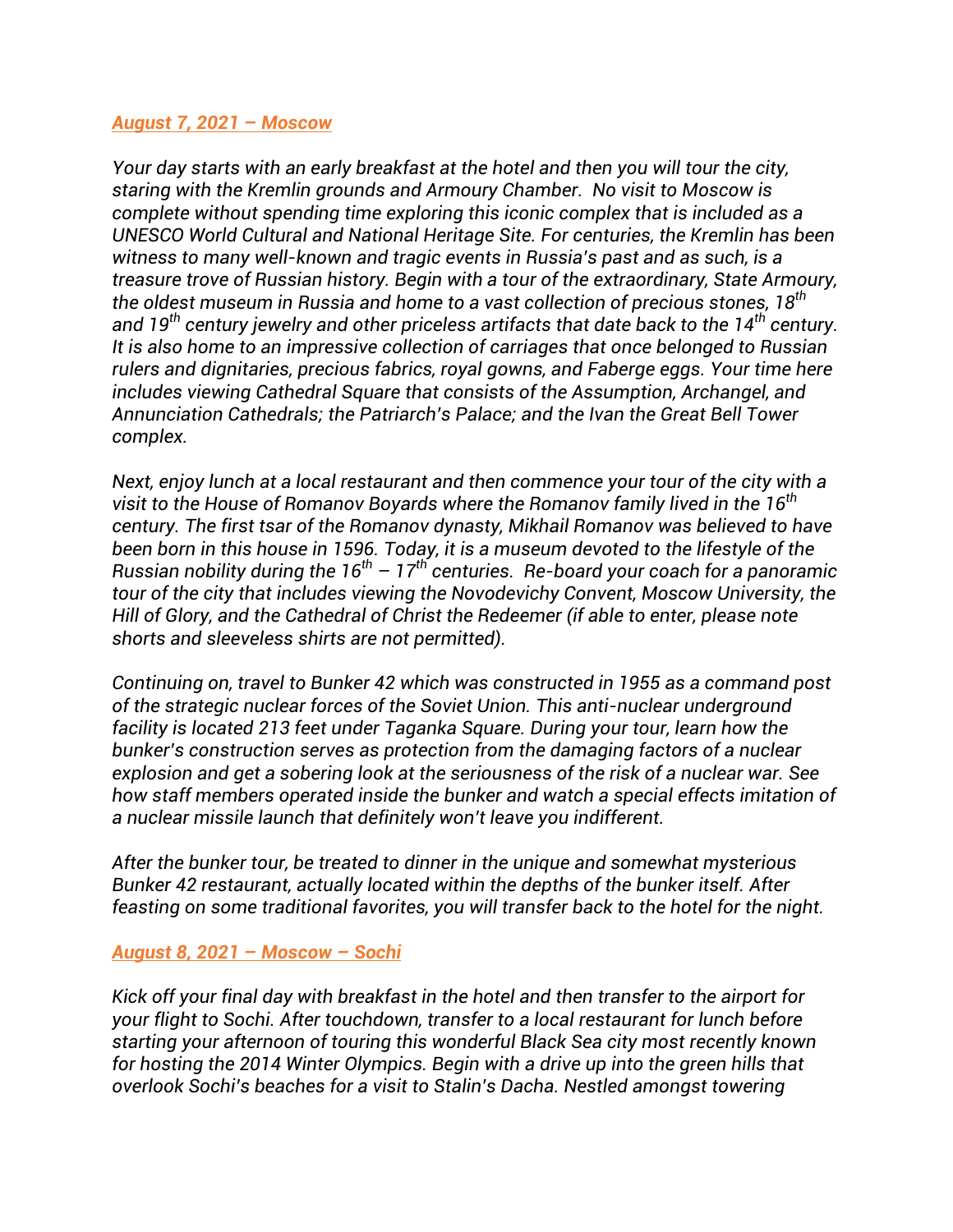***August 7, 2021 – Moscow***

*Your day starts with an early breakfast at the hotel and then you will tour the city, staring with the Kremlin grounds and Armoury Chamber. No visit to Moscow is complete without spending time exploring this iconic complex that is included as a UNESCO World Cultural and National Heritage Site. For centuries, the Kremlin has been witness to many well-known and tragic events in Russia's past and as such, is a treasure trove of Russian history. Begin with a tour of the extraordinary, State Armoury, the oldest museum in Russia and home to a vast collection of precious stones, 18th and 19th century jewelry and other priceless artifacts that date back to the 14th century. It is also home to an impressive collection of carriages that once belonged to Russian rulers and dignitaries, precious fabrics, royal gowns, and Faberge eggs. Your time here includes viewing Cathedral Square that consists of the Assumption, Archangel, and Annunciation Cathedrals; the Patriarch's Palace; and the Ivan the Great Bell Tower complex.*

*Next, enjoy lunch at a local restaurant and then commence your tour of the city with a visit to the House of Romanov Boyards where the Romanov family lived in the 16th century. The first tsar of the Romanov dynasty, Mikhail Romanov was believed to have been born in this house in 1596. Today, it is a museum devoted to the lifestyle of the Russian nobility during the 16th – 17th centuries. Re-board your coach for a panoramic tour of the city that includes viewing the Novodevichy Convent, Moscow University, the Hill of Glory, and the Cathedral of Christ the Redeemer (if able to enter, please note shorts and sleeveless shirts are not permitted).*

*Continuing on, travel to Bunker 42 which was constructed in 1955 as a command post of the strategic nuclear forces of the Soviet Union. This anti-nuclear underground facility is located 213 feet under Taganka Square. During your tour, learn how the bunker's construction serves as protection from the damaging factors of a nuclear explosion and get a sobering look at the seriousness of the risk of a nuclear war. See how staff members operated inside the bunker and watch a special effects imitation of a nuclear missile launch that definitely won't leave you indifferent.*

*After the bunker tour, be treated to dinner in the unique and somewhat mysterious Bunker 42 restaurant, actually located within the depths of the bunker itself. After feasting on some traditional favorites, you will transfer back to the hotel for the night.*

***August 8, 2021 – Moscow – Sochi***

*Kick off your final day with breakfast in the hotel and then transfer to the airport for your flight to Sochi. After touchdown, transfer to a local restaurant for lunch before starting your afternoon of touring this wonderful Black Sea city most recently known for hosting the 2014 Winter Olympics. Begin with a drive up into the green hills that overlook Sochi's beaches for a visit to Stalin's Dacha. Nestled amongst towering*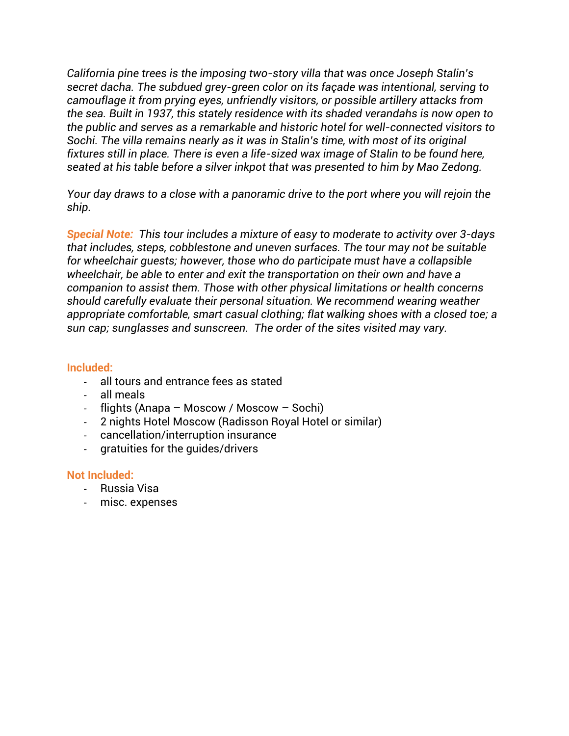*California pine trees is the imposing two-story villa that was once Joseph Stalin's secret dacha. The subdued grey-green color on its façade was intentional, serving to camouflage it from prying eyes, unfriendly visitors, or possible artillery attacks from the sea. Built in 1937, this stately residence with its shaded verandahs is now open to the public and serves as a remarkable and historic hotel for well-connected visitors to Sochi. The villa remains nearly as it was in Stalin's time, with most of its original fixtures still in place. There is even a life-sized wax image of Stalin to be found here, seated at his table before a silver inkpot that was presented to him by Mao Zedong.*

*Your day draws to a close with a panoramic drive to the port where you will rejoin the ship.*

***Special Note:*** *This tour includes a mixture of easy to moderate to activity over 3-days that includes, steps, cobblestone and uneven surfaces. The tour may not be suitable for wheelchair guests; however, those who do participate must have a collapsible wheelchair, be able to enter and exit the transportation on their own and have a companion to assist them. Those with other physical limitations or health concerns should carefully evaluate their personal situation. We recommend wearing weather appropriate comfortable, smart casual clothing; flat walking shoes with a closed toe; a sun cap; sunglasses and sunscreen. The order of the sites visited may vary.*

**Included:**

- all tours and entrance fees as stated
- all meals
- flights (Anapa – Moscow / Moscow – Sochi)
- 2 nights Hotel Moscow (Radisson Royal Hotel or similar)
- cancellation/interruption insurance
- gratuities for the guides/drivers

**Not Included:**

- Russia Visa
- misc. expenses